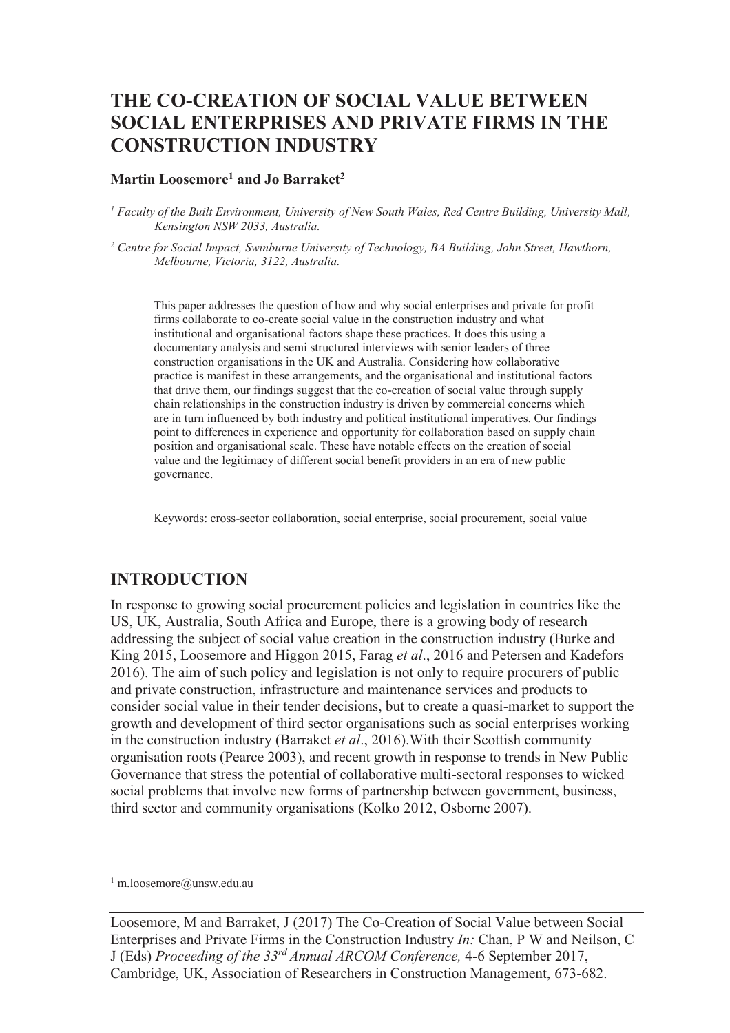# THE CO-CREATION OF SOCIAL VALUE BETWEEN SOCIAL ENTERPRISES AND PRIVATE FIRMS IN THE CONSTRUCTION INDUSTRY

**Martin Loosemore[1] and Jo Barraket[2]**

*[1] Faculty of the Built Environment, University of New South Wales, Red Centre Building, University Mall, Kensington NSW 2033, Australia.*

*[2] Centre for Social Impact, Swinburne University of Technology, BA Building, John Street, Hawthorn, Melbourne, Victoria, 3122, Australia.*

This paper addresses the question of how and why social enterprises and private for profit firms collaborate to co-create social value in the construction industry and what institutional and organisational factors shape these practices. It does this using a documentary analysis and semi structured interviews with senior leaders of three construction organisations in the UK and Australia. Considering how collaborative practice is manifest in these arrangements, and the organisational and institutional factors that drive them, our findings suggest that the co-creation of social value through supply chain relationships in the construction industry is driven by commercial concerns which are in turn influenced by both industry and political institutional imperatives. Our findings point to differences in experience and opportunity for collaboration based on supply chain position and organisational scale. These have notable effects on the creation of social value and the legitimacy of different social benefit providers in an era of new public governance.

Keywords: cross-sector collaboration, social enterprise, social procurement, social value

## INTRODUCTION

In response to growing social procurement policies and legislation in countries like the US, UK, Australia, South Africa and Europe, there is a growing body of research addressing the subject of social value creation in the construction industry (Burke and King 2015, Loosemore and Higgon 2015, Farag *et al*., 2016 and Petersen and Kadefors 2016). The aim of such policy and legislation is not only to require procurers of public and private construction, infrastructure and maintenance services and products to consider social value in their tender decisions, but to create a quasi-market to support the growth and development of third sector organisations such as social enterprises working in the construction industry (Barraket *et al*., 2016).With their Scottish community organisation roots (Pearce 2003), and recent growth in response to trends in New Public Governance that stress the potential of collaborative multi-sectoral responses to wicked social problems that involve new forms of partnership between government, business, third sector and community organisations (Kolko 2012, Osborne 2007).

[1] m.loosemore@unsw.edu.au

Loosemore, M and Barraket, J (2017) The Co-Creation of Social Value between Social Enterprises and Private Firms in the Construction Industry *In:* Chan, P W and Neilson, C J (Eds) *Proceeding of the 33rd Annual ARCOM Conference,* 4-6 September 2017, Cambridge, UK, Association of Researchers in Construction Management, 673-682.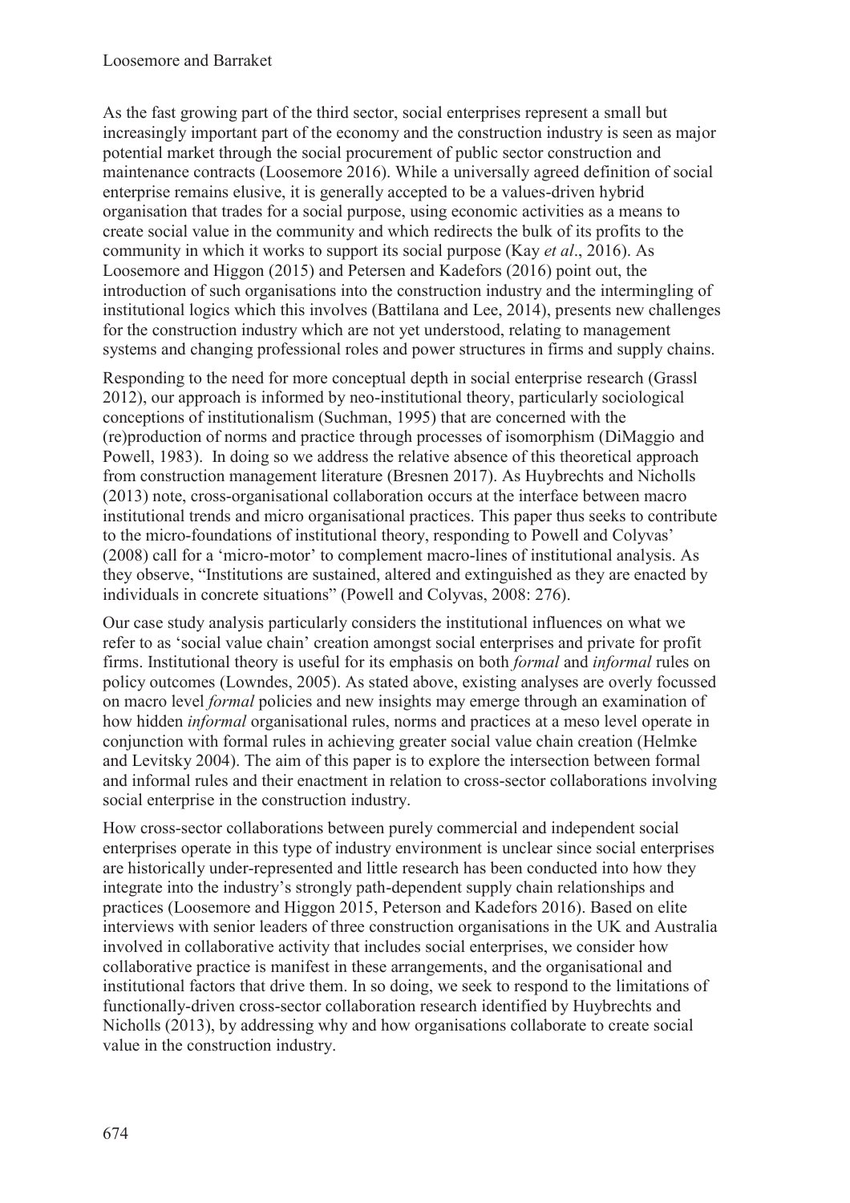As the fast growing part of the third sector, social enterprises represent a small but increasingly important part of the economy and the construction industry is seen as major potential market through the social procurement of public sector construction and maintenance contracts (Loosemore 2016). While a universally agreed definition of social enterprise remains elusive, it is generally accepted to be a values-driven hybrid organisation that trades for a social purpose, using economic activities as a means to create social value in the community and which redirects the bulk of its profits to the community in which it works to support its social purpose (Kay *et al*., 2016). As Loosemore and Higgon (2015) and Petersen and Kadefors (2016) point out, the introduction of such organisations into the construction industry and the intermingling of institutional logics which this involves (Battilana and Lee, 2014), presents new challenges for the construction industry which are not yet understood, relating to management systems and changing professional roles and power structures in firms and supply chains.

Responding to the need for more conceptual depth in social enterprise research (Grassl 2012), our approach is informed by neo-institutional theory, particularly sociological conceptions of institutionalism (Suchman, 1995) that are concerned with the (re)production of norms and practice through processes of isomorphism (DiMaggio and Powell, 1983). In doing so we address the relative absence of this theoretical approach from construction management literature (Bresnen 2017). As Huybrechts and Nicholls (2013) note, cross-organisational collaboration occurs at the interface between macro institutional trends and micro organisational practices. This paper thus seeks to contribute to the micro-foundations of institutional theory, responding to Powell and Colyvas' (2008) call for a 'micro-motor' to complement macro-lines of institutional analysis. As they observe, "Institutions are sustained, altered and extinguished as they are enacted by individuals in concrete situations" (Powell and Colyvas, 2008: 276).

Our case study analysis particularly considers the institutional influences on what we refer to as 'social value chain' creation amongst social enterprises and private for profit firms. Institutional theory is useful for its emphasis on both *formal* and *informal* rules on policy outcomes (Lowndes, 2005). As stated above, existing analyses are overly focussed on macro level *formal* policies and new insights may emerge through an examination of how hidden *informal* organisational rules, norms and practices at a meso level operate in conjunction with formal rules in achieving greater social value chain creation (Helmke and Levitsky 2004). The aim of this paper is to explore the intersection between formal and informal rules and their enactment in relation to cross-sector collaborations involving social enterprise in the construction industry.

How cross-sector collaborations between purely commercial and independent social enterprises operate in this type of industry environment is unclear since social enterprises are historically under-represented and little research has been conducted into how they integrate into the industry's strongly path-dependent supply chain relationships and practices (Loosemore and Higgon 2015, Peterson and Kadefors 2016). Based on elite interviews with senior leaders of three construction organisations in the UK and Australia involved in collaborative activity that includes social enterprises, we consider how collaborative practice is manifest in these arrangements, and the organisational and institutional factors that drive them. In so doing, we seek to respond to the limitations of functionally-driven cross-sector collaboration research identified by Huybrechts and Nicholls (2013), by addressing why and how organisations collaborate to create social value in the construction industry.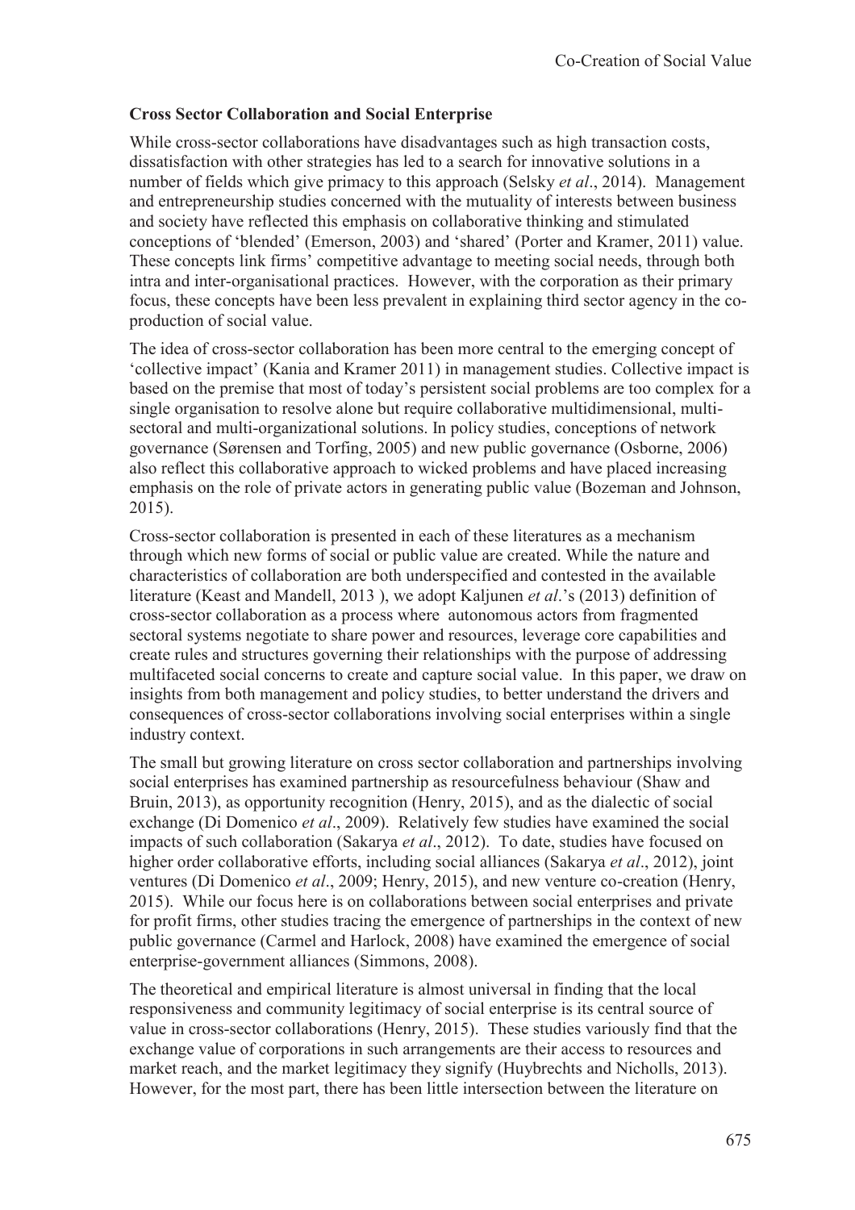**Cross Sector Collaboration and Social Enterprise**

While cross-sector collaborations have disadvantages such as high transaction costs, dissatisfaction with other strategies has led to a search for innovative solutions in a number of fields which give primacy to this approach (Selsky *et al*., 2014). Management and entrepreneurship studies concerned with the mutuality of interests between business and society have reflected this emphasis on collaborative thinking and stimulated conceptions of 'blended' (Emerson, 2003) and 'shared' (Porter and Kramer, 2011) value. These concepts link firms' competitive advantage to meeting social needs, through both intra and inter-organisational practices. However, with the corporation as their primary focus, these concepts have been less prevalent in explaining third sector agency in the co-production of social value.

The idea of cross-sector collaboration has been more central to the emerging concept of 'collective impact' (Kania and Kramer 2011) in management studies. Collective impact is based on the premise that most of today's persistent social problems are too complex for a single organisation to resolve alone but require collaborative multidimensional, multi-sectoral and multi-organizational solutions. In policy studies, conceptions of network governance (Sørensen and Torfing, 2005) and new public governance (Osborne, 2006) also reflect this collaborative approach to wicked problems and have placed increasing emphasis on the role of private actors in generating public value (Bozeman and Johnson, 2015).

Cross-sector collaboration is presented in each of these literatures as a mechanism through which new forms of social or public value are created. While the nature and characteristics of collaboration are both underspecified and contested in the available literature (Keast and Mandell, 2013 ), we adopt Kaljunen *et al*.'s (2013) definition of cross-sector collaboration as a process where autonomous actors from fragmented sectoral systems negotiate to share power and resources, leverage core capabilities and create rules and structures governing their relationships with the purpose of addressing multifaceted social concerns to create and capture social value. In this paper, we draw on insights from both management and policy studies, to better understand the drivers and consequences of cross-sector collaborations involving social enterprises within a single industry context.

The small but growing literature on cross sector collaboration and partnerships involving social enterprises has examined partnership as resourcefulness behaviour (Shaw and Bruin, 2013), as opportunity recognition (Henry, 2015), and as the dialectic of social exchange (Di Domenico *et al*., 2009). Relatively few studies have examined the social impacts of such collaboration (Sakarya *et al*., 2012). To date, studies have focused on higher order collaborative efforts, including social alliances (Sakarya *et al*., 2012), joint ventures (Di Domenico *et al*., 2009; Henry, 2015), and new venture co-creation (Henry, 2015). While our focus here is on collaborations between social enterprises and private for profit firms, other studies tracing the emergence of partnerships in the context of new public governance (Carmel and Harlock, 2008) have examined the emergence of social enterprise-government alliances (Simmons, 2008).

The theoretical and empirical literature is almost universal in finding that the local responsiveness and community legitimacy of social enterprise is its central source of value in cross-sector collaborations (Henry, 2015). These studies variously find that the exchange value of corporations in such arrangements are their access to resources and market reach, and the market legitimacy they signify (Huybrechts and Nicholls, 2013). However, for the most part, there has been little intersection between the literature on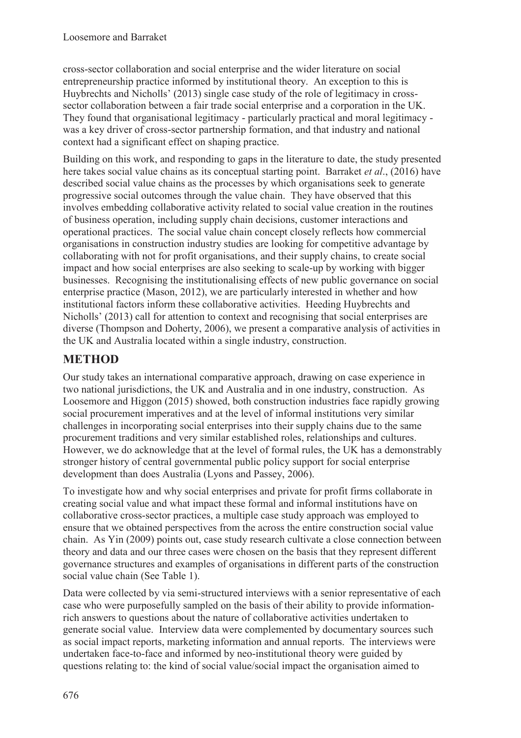cross-sector collaboration and social enterprise and the wider literature on social entrepreneurship practice informed by institutional theory. An exception to this is Huybrechts and Nicholls' (2013) single case study of the role of legitimacy in cross-sector collaboration between a fair trade social enterprise and a corporation in the UK. They found that organisational legitimacy - particularly practical and moral legitimacy - was a key driver of cross-sector partnership formation, and that industry and national context had a significant effect on shaping practice.

Building on this work, and responding to gaps in the literature to date, the study presented here takes social value chains as its conceptual starting point. Barraket *et al*., (2016) have described social value chains as the processes by which organisations seek to generate progressive social outcomes through the value chain. They have observed that this involves embedding collaborative activity related to social value creation in the routines of business operation, including supply chain decisions, customer interactions and operational practices. The social value chain concept closely reflects how commercial organisations in construction industry studies are looking for competitive advantage by collaborating with not for profit organisations, and their supply chains, to create social impact and how social enterprises are also seeking to scale-up by working with bigger businesses. Recognising the institutionalising effects of new public governance on social enterprise practice (Mason, 2012), we are particularly interested in whether and how institutional factors inform these collaborative activities. Heeding Huybrechts and Nicholls' (2013) call for attention to context and recognising that social enterprises are diverse (Thompson and Doherty, 2006), we present a comparative analysis of activities in the UK and Australia located within a single industry, construction.

## METHOD

Our study takes an international comparative approach, drawing on case experience in two national jurisdictions, the UK and Australia and in one industry, construction. As Loosemore and Higgon (2015) showed, both construction industries face rapidly growing social procurement imperatives and at the level of informal institutions very similar challenges in incorporating social enterprises into their supply chains due to the same procurement traditions and very similar established roles, relationships and cultures. However, we do acknowledge that at the level of formal rules, the UK has a demonstrably stronger history of central governmental public policy support for social enterprise development than does Australia (Lyons and Passey, 2006).

To investigate how and why social enterprises and private for profit firms collaborate in creating social value and what impact these formal and informal institutions have on collaborative cross-sector practices, a multiple case study approach was employed to ensure that we obtained perspectives from the across the entire construction social value chain. As Yin (2009) points out, case study research cultivate a close connection between theory and data and our three cases were chosen on the basis that they represent different governance structures and examples of organisations in different parts of the construction social value chain (See Table 1).

Data were collected by via semi-structured interviews with a senior representative of each case who were purposefully sampled on the basis of their ability to provide information-rich answers to questions about the nature of collaborative activities undertaken to generate social value. Interview data were complemented by documentary sources such as social impact reports, marketing information and annual reports. The interviews were undertaken face-to-face and informed by neo-institutional theory were guided by questions relating to: the kind of social value/social impact the organisation aimed to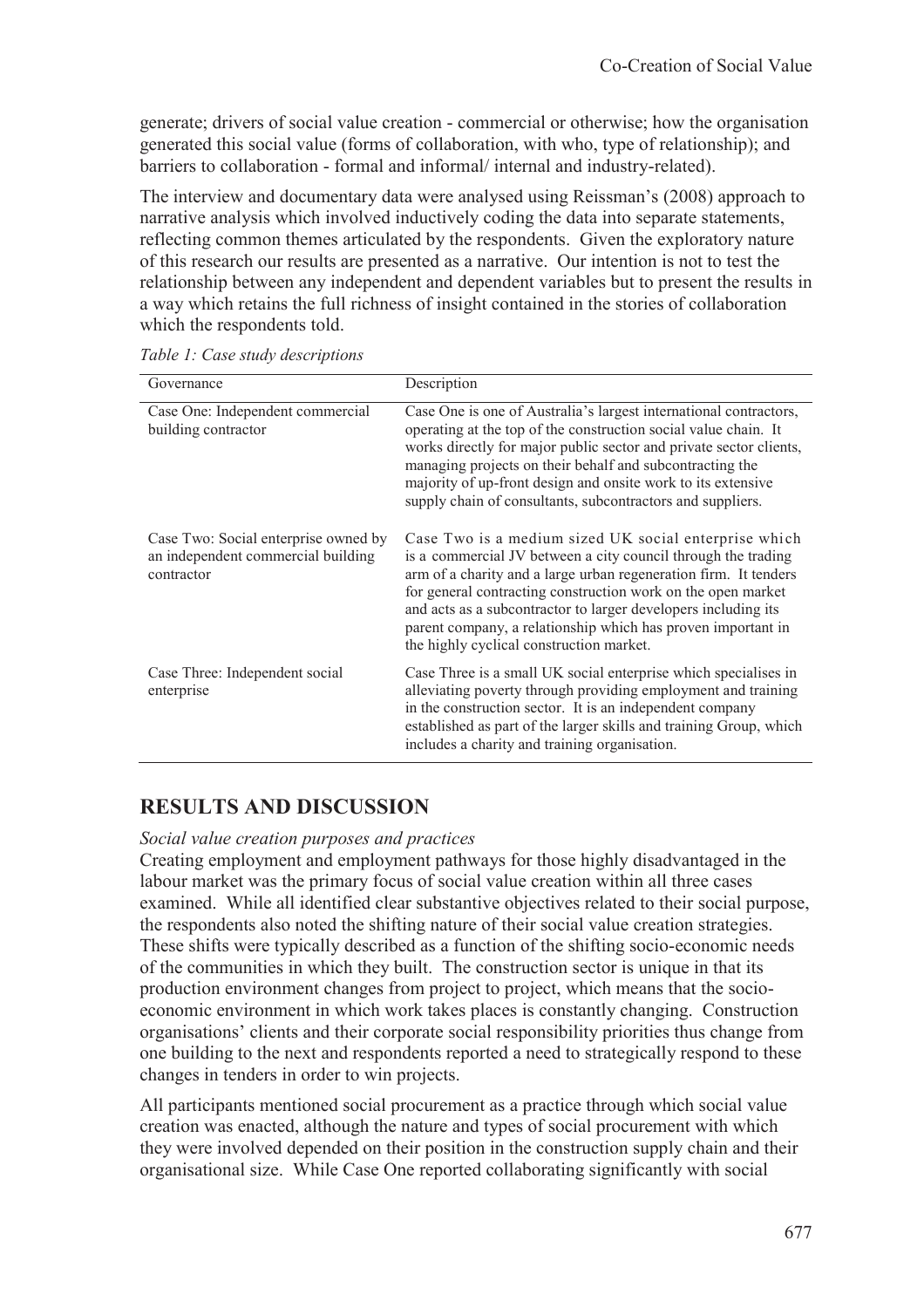generate; drivers of social value creation - commercial or otherwise; how the organisation generated this social value (forms of collaboration, with who, type of relationship); and barriers to collaboration - formal and informal/ internal and industry-related).

The interview and documentary data were analysed using Reissman's (2008) approach to narrative analysis which involved inductively coding the data into separate statements, reflecting common themes articulated by the respondents. Given the exploratory nature of this research our results are presented as a narrative. Our intention is not to test the relationship between any independent and dependent variables but to present the results in a way which retains the full richness of insight contained in the stories of collaboration which the respondents told.

*Table 1: Case study descriptions*

| Governance | Description |
|---|---|
| Case One: Independent commercial building contractor | Case One is one of Australia's largest international contractors, operating at the top of the construction social value chain. It works directly for major public sector and private sector clients, managing projects on their behalf and subcontracting the majority of up-front design and onsite work to its extensive supply chain of consultants, subcontractors and suppliers. |
| Case Two: Social enterprise owned by an independent commercial building contractor | Case Two is a medium sized UK social enterprise which is a commercial JV between a city council through the trading arm of a charity and a large urban regeneration firm. It tenders for general contracting construction work on the open market and acts as a subcontractor to larger developers including its parent company, a relationship which has proven important in the highly cyclical construction market. |
| Case Three: Independent social enterprise | Case Three is a small UK social enterprise which specialises in alleviating poverty through providing employment and training in the construction sector. It is an independent company established as part of the larger skills and training Group, which includes a charity and training organisation. |

## RESULTS AND DISCUSSION

*Social value creation purposes and practices*

Creating employment and employment pathways for those highly disadvantaged in the labour market was the primary focus of social value creation within all three cases examined. While all identified clear substantive objectives related to their social purpose, the respondents also noted the shifting nature of their social value creation strategies. These shifts were typically described as a function of the shifting socio-economic needs of the communities in which they built. The construction sector is unique in that its production environment changes from project to project, which means that the socio-economic environment in which work takes places is constantly changing. Construction organisations' clients and their corporate social responsibility priorities thus change from one building to the next and respondents reported a need to strategically respond to these changes in tenders in order to win projects.

All participants mentioned social procurement as a practice through which social value creation was enacted, although the nature and types of social procurement with which they were involved depended on their position in the construction supply chain and their organisational size. While Case One reported collaborating significantly with social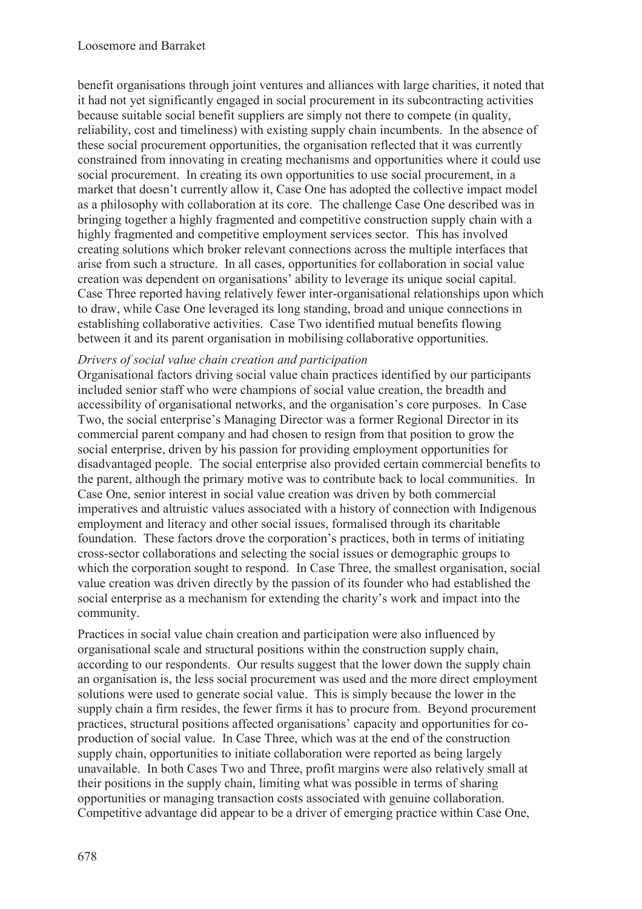benefit organisations through joint ventures and alliances with large charities, it noted that it had not yet significantly engaged in social procurement in its subcontracting activities because suitable social benefit suppliers are simply not there to compete (in quality, reliability, cost and timeliness) with existing supply chain incumbents. In the absence of these social procurement opportunities, the organisation reflected that it was currently constrained from innovating in creating mechanisms and opportunities where it could use social procurement. In creating its own opportunities to use social procurement, in a market that doesn't currently allow it, Case One has adopted the collective impact model as a philosophy with collaboration at its core. The challenge Case One described was in bringing together a highly fragmented and competitive construction supply chain with a highly fragmented and competitive employment services sector. This has involved creating solutions which broker relevant connections across the multiple interfaces that arise from such a structure. In all cases, opportunities for collaboration in social value creation was dependent on organisations' ability to leverage its unique social capital. Case Three reported having relatively fewer inter-organisational relationships upon which to draw, while Case One leveraged its long standing, broad and unique connections in establishing collaborative activities. Case Two identified mutual benefits flowing between it and its parent organisation in mobilising collaborative opportunities.

*Drivers of social value chain creation and participation*

Organisational factors driving social value chain practices identified by our participants included senior staff who were champions of social value creation, the breadth and accessibility of organisational networks, and the organisation's core purposes. In Case Two, the social enterprise's Managing Director was a former Regional Director in its commercial parent company and had chosen to resign from that position to grow the social enterprise, driven by his passion for providing employment opportunities for disadvantaged people. The social enterprise also provided certain commercial benefits to the parent, although the primary motive was to contribute back to local communities. In Case One, senior interest in social value creation was driven by both commercial imperatives and altruistic values associated with a history of connection with Indigenous employment and literacy and other social issues, formalised through its charitable foundation. These factors drove the corporation's practices, both in terms of initiating cross-sector collaborations and selecting the social issues or demographic groups to which the corporation sought to respond. In Case Three, the smallest organisation, social value creation was driven directly by the passion of its founder who had established the social enterprise as a mechanism for extending the charity's work and impact into the community.

Practices in social value chain creation and participation were also influenced by organisational scale and structural positions within the construction supply chain, according to our respondents. Our results suggest that the lower down the supply chain an organisation is, the less social procurement was used and the more direct employment solutions were used to generate social value. This is simply because the lower in the supply chain a firm resides, the fewer firms it has to procure from. Beyond procurement practices, structural positions affected organisations' capacity and opportunities for co-production of social value. In Case Three, which was at the end of the construction supply chain, opportunities to initiate collaboration were reported as being largely unavailable. In both Cases Two and Three, profit margins were also relatively small at their positions in the supply chain, limiting what was possible in terms of sharing opportunities or managing transaction costs associated with genuine collaboration. Competitive advantage did appear to be a driver of emerging practice within Case One,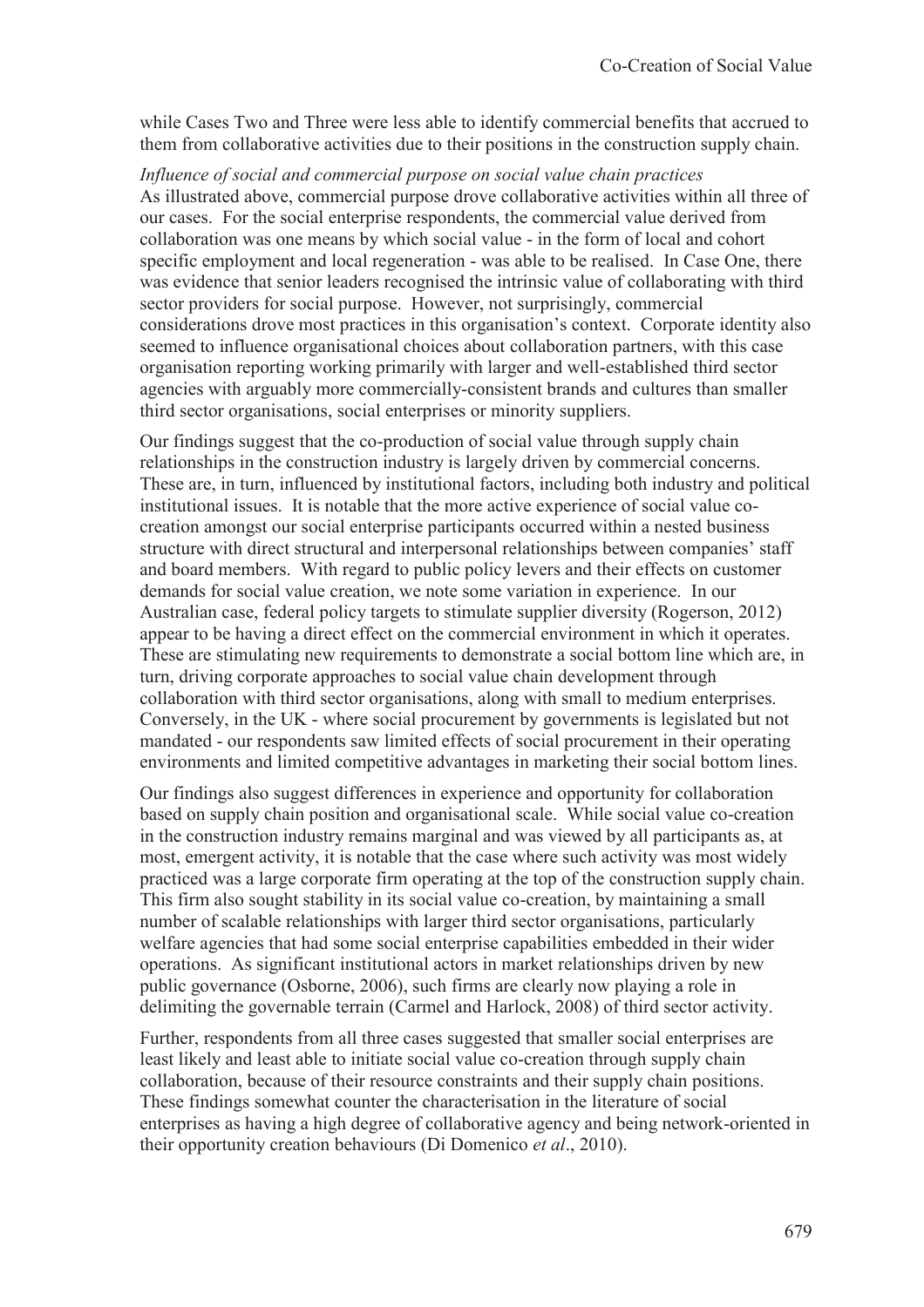while Cases Two and Three were less able to identify commercial benefits that accrued to them from collaborative activities due to their positions in the construction supply chain.

*Influence of social and commercial purpose on social value chain practices*

As illustrated above, commercial purpose drove collaborative activities within all three of our cases. For the social enterprise respondents, the commercial value derived from collaboration was one means by which social value - in the form of local and cohort specific employment and local regeneration - was able to be realised. In Case One, there was evidence that senior leaders recognised the intrinsic value of collaborating with third sector providers for social purpose. However, not surprisingly, commercial considerations drove most practices in this organisation's context. Corporate identity also seemed to influence organisational choices about collaboration partners, with this case organisation reporting working primarily with larger and well-established third sector agencies with arguably more commercially-consistent brands and cultures than smaller third sector organisations, social enterprises or minority suppliers.

Our findings suggest that the co-production of social value through supply chain relationships in the construction industry is largely driven by commercial concerns. These are, in turn, influenced by institutional factors, including both industry and political institutional issues. It is notable that the more active experience of social value co-creation amongst our social enterprise participants occurred within a nested business structure with direct structural and interpersonal relationships between companies' staff and board members. With regard to public policy levers and their effects on customer demands for social value creation, we note some variation in experience. In our Australian case, federal policy targets to stimulate supplier diversity (Rogerson, 2012) appear to be having a direct effect on the commercial environment in which it operates. These are stimulating new requirements to demonstrate a social bottom line which are, in turn, driving corporate approaches to social value chain development through collaboration with third sector organisations, along with small to medium enterprises. Conversely, in the UK - where social procurement by governments is legislated but not mandated - our respondents saw limited effects of social procurement in their operating environments and limited competitive advantages in marketing their social bottom lines.

Our findings also suggest differences in experience and opportunity for collaboration based on supply chain position and organisational scale. While social value co-creation in the construction industry remains marginal and was viewed by all participants as, at most, emergent activity, it is notable that the case where such activity was most widely practiced was a large corporate firm operating at the top of the construction supply chain. This firm also sought stability in its social value co-creation, by maintaining a small number of scalable relationships with larger third sector organisations, particularly welfare agencies that had some social enterprise capabilities embedded in their wider operations. As significant institutional actors in market relationships driven by new public governance (Osborne, 2006), such firms are clearly now playing a role in delimiting the governable terrain (Carmel and Harlock, 2008) of third sector activity.

Further, respondents from all three cases suggested that smaller social enterprises are least likely and least able to initiate social value co-creation through supply chain collaboration, because of their resource constraints and their supply chain positions. These findings somewhat counter the characterisation in the literature of social enterprises as having a high degree of collaborative agency and being network-oriented in their opportunity creation behaviours (Di Domenico *et al*., 2010).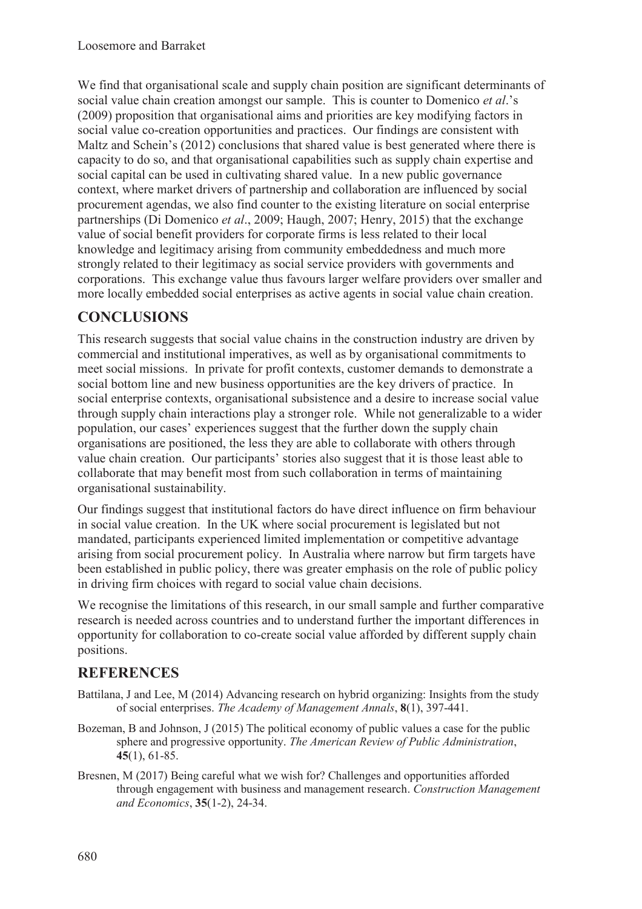We find that organisational scale and supply chain position are significant determinants of social value chain creation amongst our sample. This is counter to Domenico *et al*.'s (2009) proposition that organisational aims and priorities are key modifying factors in social value co-creation opportunities and practices. Our findings are consistent with Maltz and Schein's (2012) conclusions that shared value is best generated where there is capacity to do so, and that organisational capabilities such as supply chain expertise and social capital can be used in cultivating shared value. In a new public governance context, where market drivers of partnership and collaboration are influenced by social procurement agendas, we also find counter to the existing literature on social enterprise partnerships (Di Domenico *et al*., 2009; Haugh, 2007; Henry, 2015) that the exchange value of social benefit providers for corporate firms is less related to their local knowledge and legitimacy arising from community embeddedness and much more strongly related to their legitimacy as social service providers with governments and corporations. This exchange value thus favours larger welfare providers over smaller and more locally embedded social enterprises as active agents in social value chain creation.

## CONCLUSIONS

This research suggests that social value chains in the construction industry are driven by commercial and institutional imperatives, as well as by organisational commitments to meet social missions. In private for profit contexts, customer demands to demonstrate a social bottom line and new business opportunities are the key drivers of practice. In social enterprise contexts, organisational subsistence and a desire to increase social value through supply chain interactions play a stronger role. While not generalizable to a wider population, our cases' experiences suggest that the further down the supply chain organisations are positioned, the less they are able to collaborate with others through value chain creation. Our participants' stories also suggest that it is those least able to collaborate that may benefit most from such collaboration in terms of maintaining organisational sustainability.

Our findings suggest that institutional factors do have direct influence on firm behaviour in social value creation. In the UK where social procurement is legislated but not mandated, participants experienced limited implementation or competitive advantage arising from social procurement policy. In Australia where narrow but firm targets have been established in public policy, there was greater emphasis on the role of public policy in driving firm choices with regard to social value chain decisions.

We recognise the limitations of this research, in our small sample and further comparative research is needed across countries and to understand further the important differences in opportunity for collaboration to co-create social value afforded by different supply chain positions.

## REFERENCES

Battilana, J and Lee, M (2014) Advancing research on hybrid organizing: Insights from the study of social enterprises. *The Academy of Management Annals*, **8**(1), 397-441.

Bozeman, B and Johnson, J (2015) The political economy of public values a case for the public sphere and progressive opportunity. *The American Review of Public Administration*, **45**(1), 61-85.

Bresnen, M (2017) Being careful what we wish for? Challenges and opportunities afforded through engagement with business and management research. *Construction Management and Economics*, **35**(1-2), 24-34.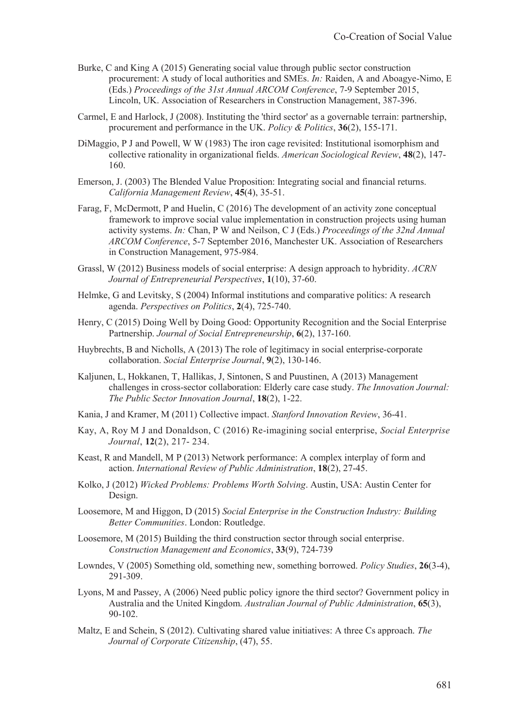Burke, C and King A (2015) Generating social value through public sector construction procurement: A study of local authorities and SMEs. *In:* Raiden, A and Aboagye-Nimo, E (Eds.) *Proceedings of the 31st Annual ARCOM Conference*, 7-9 September 2015, Lincoln, UK. Association of Researchers in Construction Management, 387-396.

Carmel, E and Harlock, J (2008). Instituting the 'third sector' as a governable terrain: partnership, procurement and performance in the UK. *Policy & Politics*, **36**(2), 155-171.

DiMaggio, P J and Powell, W W (1983) The iron cage revisited: Institutional isomorphism and collective rationality in organizational fields. *American Sociological Review*, **48**(2), 147-160.

Emerson, J. (2003) The Blended Value Proposition: Integrating social and financial returns. *California Management Review*, **45**(4), 35-51.

Farag, F, McDermott, P and Huelin, C (2016) The development of an activity zone conceptual framework to improve social value implementation in construction projects using human activity systems. *In:* Chan, P W and Neilson, C J (Eds.) *Proceedings of the 32nd Annual ARCOM Conference*, 5-7 September 2016, Manchester UK. Association of Researchers in Construction Management, 975-984.

Grassl, W (2012) Business models of social enterprise: A design approach to hybridity. *ACRN Journal of Entrepreneurial Perspectives*, **1**(10), 37-60.

Helmke, G and Levitsky, S (2004) Informal institutions and comparative politics: A research agenda. *Perspectives on Politics*, **2**(4), 725-740.

Henry, C (2015) Doing Well by Doing Good: Opportunity Recognition and the Social Enterprise Partnership. *Journal of Social Entrepreneurship*, **6**(2), 137-160.

Huybrechts, B and Nicholls, A (2013) The role of legitimacy in social enterprise-corporate collaboration. *Social Enterprise Journal*, **9**(2), 130-146.

Kaljunen, L, Hokkanen, T, Hallikas, J, Sintonen, S and Puustinen, A (2013) Management challenges in cross-sector collaboration: Elderly care case study. *The Innovation Journal: The Public Sector Innovation Journal*, **18**(2), 1-22.

Kania, J and Kramer, M (2011) Collective impact. *Stanford Innovation Review*, 36-41.

Kay, A, Roy M J and Donaldson, C (2016) Re-imagining social enterprise, *Social Enterprise Journal*, **12**(2), 217- 234.

Keast, R and Mandell, M P (2013) Network performance: A complex interplay of form and action. *International Review of Public Administration*, **18**(2), 27-45.

Kolko, J (2012) *Wicked Problems: Problems Worth Solving*. Austin, USA: Austin Center for Design.

Loosemore, M and Higgon, D (2015) *Social Enterprise in the Construction Industry: Building Better Communities*. London: Routledge.

Loosemore, M (2015) Building the third construction sector through social enterprise. *Construction Management and Economics*, **33**(9), 724-739

Lowndes, V (2005) Something old, something new, something borrowed. *Policy Studies*, **26**(3-4), 291-309.

Lyons, M and Passey, A (2006) Need public policy ignore the third sector? Government policy in Australia and the United Kingdom. *Australian Journal of Public Administration*, **65**(3), 90-102.

Maltz, E and Schein, S (2012). Cultivating shared value initiatives: A three Cs approach. *The Journal of Corporate Citizenship*, (47), 55.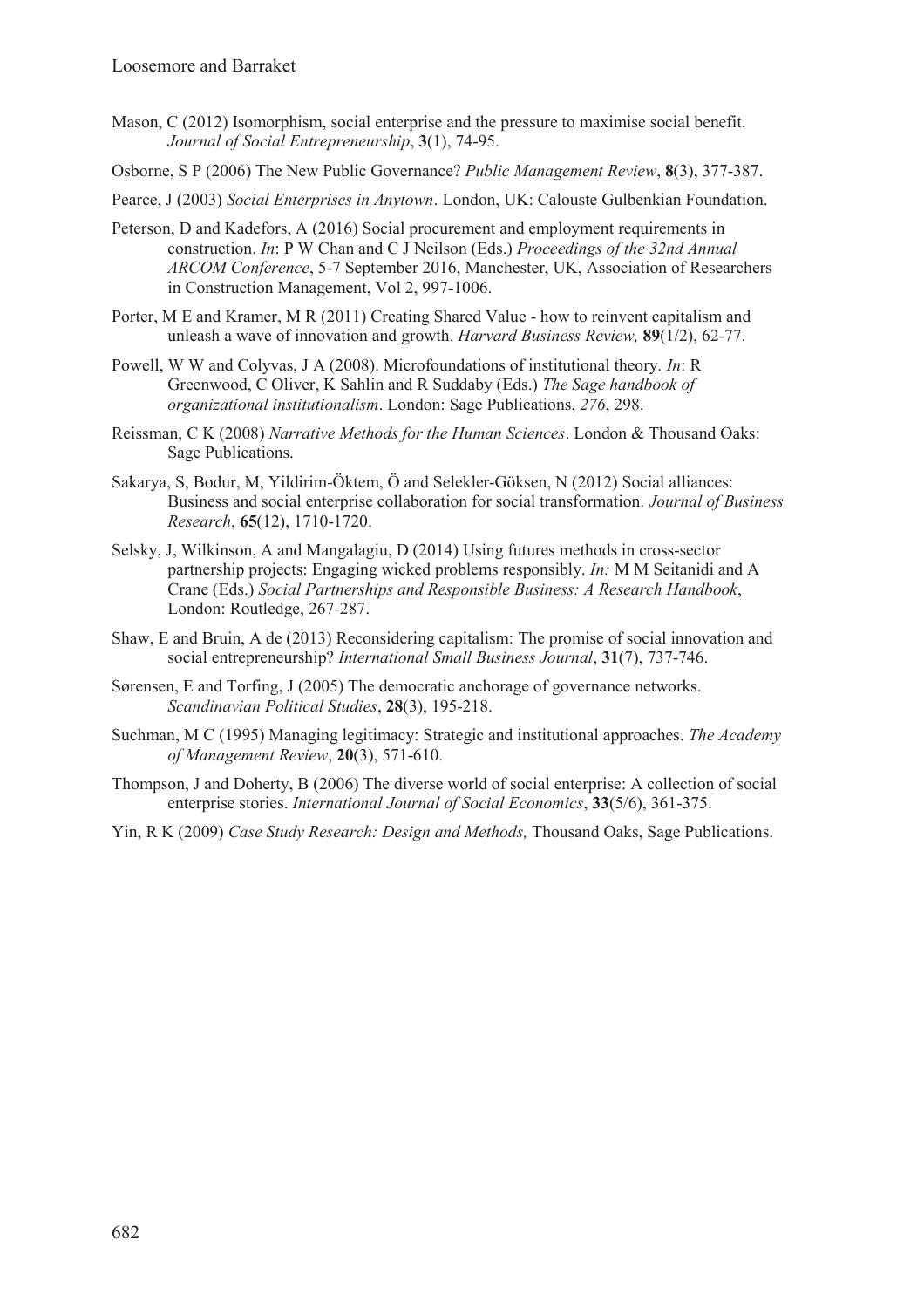Mason, C (2012) Isomorphism, social enterprise and the pressure to maximise social benefit. *Journal of Social Entrepreneurship*, **3**(1), 74-95.

Osborne, S P (2006) The New Public Governance? *Public Management Review*, **8**(3), 377-387.

Pearce, J (2003) *Social Enterprises in Anytown*. London, UK: Calouste Gulbenkian Foundation.

Peterson, D and Kadefors, A (2016) Social procurement and employment requirements in construction. *In*: P W Chan and C J Neilson (Eds.) *Proceedings of the 32nd Annual ARCOM Conference*, 5-7 September 2016, Manchester, UK, Association of Researchers in Construction Management, Vol 2, 997-1006.

Porter, M E and Kramer, M R (2011) Creating Shared Value - how to reinvent capitalism and unleash a wave of innovation and growth. *Harvard Business Review,* **89**(1/2), 62-77.

Powell, W W and Colyvas, J A (2008). Microfoundations of institutional theory. *In*: R Greenwood, C Oliver, K Sahlin and R Suddaby (Eds.) *The Sage handbook of organizational institutionalism*. London: Sage Publications, *276*, 298.

Reissman, C K (2008) *Narrative Methods for the Human Sciences*. London & Thousand Oaks: Sage Publications.

Sakarya, S, Bodur, M, Yildirim-Öktem, Ö and Selekler-Göksen, N (2012) Social alliances: Business and social enterprise collaboration for social transformation. *Journal of Business Research*, **65**(12), 1710-1720.

Selsky, J, Wilkinson, A and Mangalagiu, D (2014) Using futures methods in cross-sector partnership projects: Engaging wicked problems responsibly. *In:* M M Seitanidi and A Crane (Eds.) *Social Partnerships and Responsible Business: A Research Handbook*, London: Routledge, 267-287.

Shaw, E and Bruin, A de (2013) Reconsidering capitalism: The promise of social innovation and social entrepreneurship? *International Small Business Journal*, **31**(7), 737-746.

Sørensen, E and Torfing, J (2005) The democratic anchorage of governance networks. *Scandinavian Political Studies*, **28**(3), 195-218.

Suchman, M C (1995) Managing legitimacy: Strategic and institutional approaches. *The Academy of Management Review*, **20**(3), 571-610.

Thompson, J and Doherty, B (2006) The diverse world of social enterprise: A collection of social enterprise stories. *International Journal of Social Economics*, **33**(5/6), 361-375.

Yin, R K (2009) *Case Study Research: Design and Methods,* Thousand Oaks, Sage Publications.